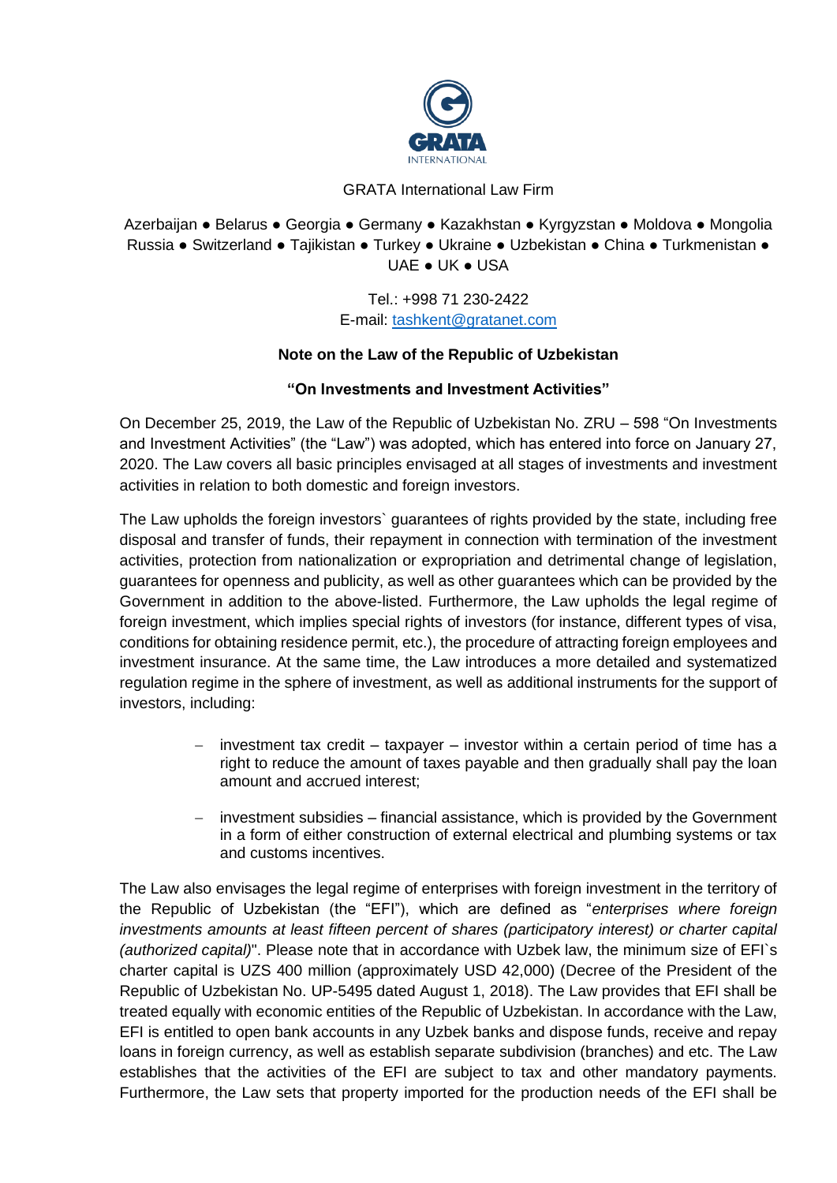GRATA International Law Firm

Azerbaijan ● Belarus ● Georgia ● Germany ● Kazakhstan ● Kyrgyzstan ● Moldova ● Mongolia Russia ● Switzerland ● Tajikistan ● Turkey ● Ukraine ● Uzbekistan ● China ● Turkmenistan ● UAE ● UK ● USA

Tel.: +998 71 230-2422
E-mail: tashkent@gratanet.com

**Note on the Law of the Republic of Uzbekistan**

**"On Investments and Investment Activities"**

On December 25, 2019, the Law of the Republic of Uzbekistan No. ZRU – 598 "On Investments and Investment Activities" (the "Law") was adopted, which has entered into force on January 27, 2020. The Law covers all basic principles envisaged at all stages of investments and investment activities in relation to both domestic and foreign investors.

The Law upholds the foreign investors` guarantees of rights provided by the state, including free disposal and transfer of funds, their repayment in connection with termination of the investment activities, protection from nationalization or expropriation and detrimental change of legislation, guarantees for openness and publicity, as well as other guarantees which can be provided by the Government in addition to the above-listed. Furthermore, the Law upholds the legal regime of foreign investment, which implies special rights of investors (for instance, different types of visa, conditions for obtaining residence permit, etc.), the procedure of attracting foreign employees and investment insurance. At the same time, the Law introduces a more detailed and systematized regulation regime in the sphere of investment, as well as additional instruments for the support of investors, including:

- investment tax credit – taxpayer – investor within a certain period of time has a right to reduce the amount of taxes payable and then gradually shall pay the loan amount and accrued interest;
- investment subsidies – financial assistance, which is provided by the Government in a form of either construction of external electrical and plumbing systems or tax and customs incentives.

The Law also envisages the legal regime of enterprises with foreign investment in the territory of the Republic of Uzbekistan (the "EFI"), which are defined as "*enterprises where foreign investments amounts at least fifteen percent of shares (participatory interest) or charter capital (authorized capital)*". Please note that in accordance with Uzbek law, the minimum size of EFI`s charter capital is UZS 400 million (approximately USD 42,000) (Decree of the President of the Republic of Uzbekistan No. UP-5495 dated August 1, 2018). The Law provides that EFI shall be treated equally with economic entities of the Republic of Uzbekistan. In accordance with the Law, EFI is entitled to open bank accounts in any Uzbek banks and dispose funds, receive and repay loans in foreign currency, as well as establish separate subdivision (branches) and etc. The Law establishes that the activities of the EFI are subject to tax and other mandatory payments. Furthermore, the Law sets that property imported for the production needs of the EFI shall be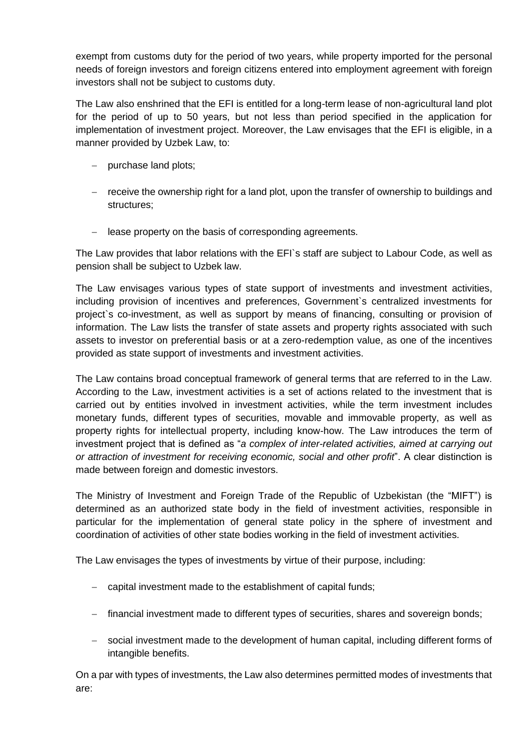exempt from customs duty for the period of two years, while property imported for the personal needs of foreign investors and foreign citizens entered into employment agreement with foreign investors shall not be subject to customs duty.

The Law also enshrined that the EFI is entitled for a long-term lease of non-agricultural land plot for the period of up to 50 years, but not less than period specified in the application for implementation of investment project. Moreover, the Law envisages that the EFI is eligible, in a manner provided by Uzbek Law, to:

- purchase land plots;
- receive the ownership right for a land plot, upon the transfer of ownership to buildings and structures;
- lease property on the basis of corresponding agreements.

The Law provides that labor relations with the EFI`s staff are subject to Labour Code, as well as pension shall be subject to Uzbek law.

The Law envisages various types of state support of investments and investment activities, including provision of incentives and preferences, Government`s centralized investments for project`s co-investment, as well as support by means of financing, consulting or provision of information. The Law lists the transfer of state assets and property rights associated with such assets to investor on preferential basis or at a zero-redemption value, as one of the incentives provided as state support of investments and investment activities.

The Law contains broad conceptual framework of general terms that are referred to in the Law. According to the Law, investment activities is a set of actions related to the investment that is carried out by entities involved in investment activities, while the term investment includes monetary funds, different types of securities, movable and immovable property, as well as property rights for intellectual property, including know-how. The Law introduces the term of investment project that is defined as "*a complex of inter-related activities, aimed at carrying out or attraction of investment for receiving economic, social and other profit*". A clear distinction is made between foreign and domestic investors.

The Ministry of Investment and Foreign Trade of the Republic of Uzbekistan (the "MIFT") is determined as an authorized state body in the field of investment activities, responsible in particular for the implementation of general state policy in the sphere of investment and coordination of activities of other state bodies working in the field of investment activities.

The Law envisages the types of investments by virtue of their purpose, including:

- capital investment made to the establishment of capital funds;
- financial investment made to different types of securities, shares and sovereign bonds;
- social investment made to the development of human capital, including different forms of intangible benefits.

On a par with types of investments, the Law also determines permitted modes of investments that are: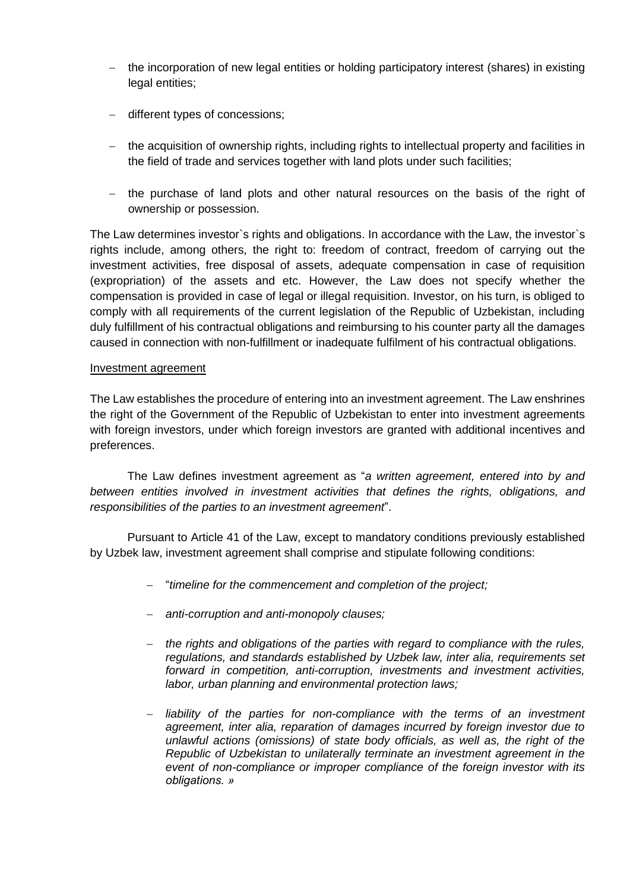- the incorporation of new legal entities or holding participatory interest (shares) in existing legal entities;
- different types of concessions;
- the acquisition of ownership rights, including rights to intellectual property and facilities in the field of trade and services together with land plots under such facilities;
- the purchase of land plots and other natural resources on the basis of the right of ownership or possession.

The Law determines investor`s rights and obligations. In accordance with the Law, the investor`s rights include, among others, the right to: freedom of contract, freedom of carrying out the investment activities, free disposal of assets, adequate compensation in case of requisition (expropriation) of the assets and etc. However, the Law does not specify whether the compensation is provided in case of legal or illegal requisition. Investor, on his turn, is obliged to comply with all requirements of the current legislation of the Republic of Uzbekistan, including duly fulfillment of his contractual obligations and reimbursing to his counter party all the damages caused in connection with non-fulfillment or inadequate fulfilment of his contractual obligations.

Investment agreement

The Law establishes the procedure of entering into an investment agreement. The Law enshrines the right of the Government of the Republic of Uzbekistan to enter into investment agreements with foreign investors, under which foreign investors are granted with additional incentives and preferences.

The Law defines investment agreement as "*a written agreement, entered into by and between entities involved in investment activities that defines the rights, obligations, and responsibilities of the parties to an investment agreement*".

Pursuant to Article 41 of the Law, except to mandatory conditions previously established by Uzbek law, investment agreement shall comprise and stipulate following conditions:

- "*timeline for the commencement and completion of the project;*
- *anti-corruption and anti-monopoly clauses;*
- *the rights and obligations of the parties with regard to compliance with the rules, regulations, and standards established by Uzbek law, inter alia, requirements set forward in competition, anti-corruption, investments and investment activities, labor, urban planning and environmental protection laws;*
- *liability of the parties for non-compliance with the terms of an investment agreement, inter alia, reparation of damages incurred by foreign investor due to unlawful actions (omissions) of state body officials, as well as, the right of the Republic of Uzbekistan to unilaterally terminate an investment agreement in the event of non-compliance or improper compliance of the foreign investor with its obligations. »*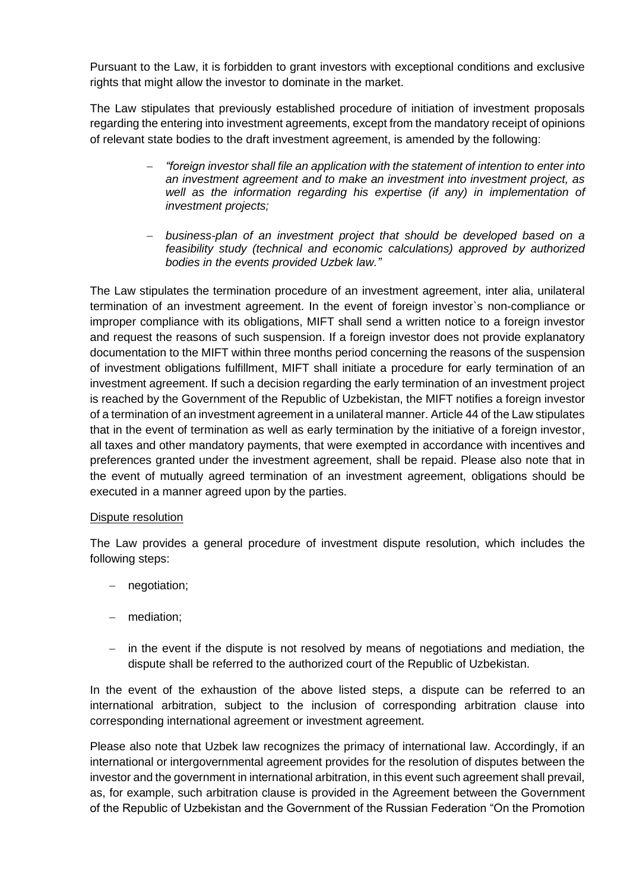Pursuant to the Law, it is forbidden to grant investors with exceptional conditions and exclusive rights that might allow the investor to dominate in the market.

The Law stipulates that previously established procedure of initiation of investment proposals regarding the entering into investment agreements, except from the mandatory receipt of opinions of relevant state bodies to the draft investment agreement, is amended by the following:

- *"foreign investor shall file an application with the statement of intention to enter into an investment agreement and to make an investment into investment project, as well as the information regarding his expertise (if any) in implementation of investment projects;*
- *business-plan of an investment project that should be developed based on a feasibility study (technical and economic calculations) approved by authorized bodies in the events provided Uzbek law."*

The Law stipulates the termination procedure of an investment agreement, inter alia, unilateral termination of an investment agreement. In the event of foreign investor`s non-compliance or improper compliance with its obligations, MIFT shall send a written notice to a foreign investor and request the reasons of such suspension. If a foreign investor does not provide explanatory documentation to the MIFT within three months period concerning the reasons of the suspension of investment obligations fulfillment, MIFT shall initiate a procedure for early termination of an investment agreement. If such a decision regarding the early termination of an investment project is reached by the Government of the Republic of Uzbekistan, the MIFT notifies a foreign investor of a termination of an investment agreement in a unilateral manner. Article 44 of the Law stipulates that in the event of termination as well as early termination by the initiative of a foreign investor, all taxes and other mandatory payments, that were exempted in accordance with incentives and preferences granted under the investment agreement, shall be repaid. Please also note that in the event of mutually agreed termination of an investment agreement, obligations should be executed in a manner agreed upon by the parties.

<u>Dispute resolution</u>

The Law provides a general procedure of investment dispute resolution, which includes the following steps:

- negotiation;
- mediation;
- in the event if the dispute is not resolved by means of negotiations and mediation, the dispute shall be referred to the authorized court of the Republic of Uzbekistan.

In the event of the exhaustion of the above listed steps, a dispute can be referred to an international arbitration, subject to the inclusion of corresponding arbitration clause into corresponding international agreement or investment agreement.

Please also note that Uzbek law recognizes the primacy of international law. Accordingly, if an international or intergovernmental agreement provides for the resolution of disputes between the investor and the government in international arbitration, in this event such agreement shall prevail, as, for example, such arbitration clause is provided in the Agreement between the Government of the Republic of Uzbekistan and the Government of the Russian Federation "On the Promotion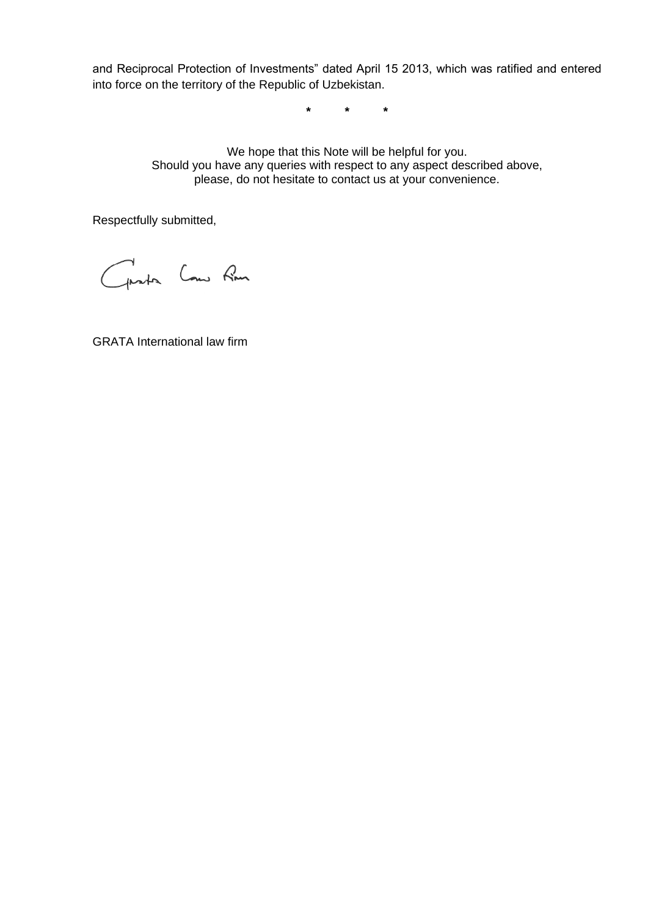and Reciprocal Protection of Investments" dated April 15 2013, which was ratified and entered into force on the territory of the Republic of Uzbekistan.

\*   \*   \*

We hope that this Note will be helpful for you.
Should you have any queries with respect to any aspect described above, please, do not hesitate to contact us at your convenience.

Respectfully submitted,

GRATA International law firm